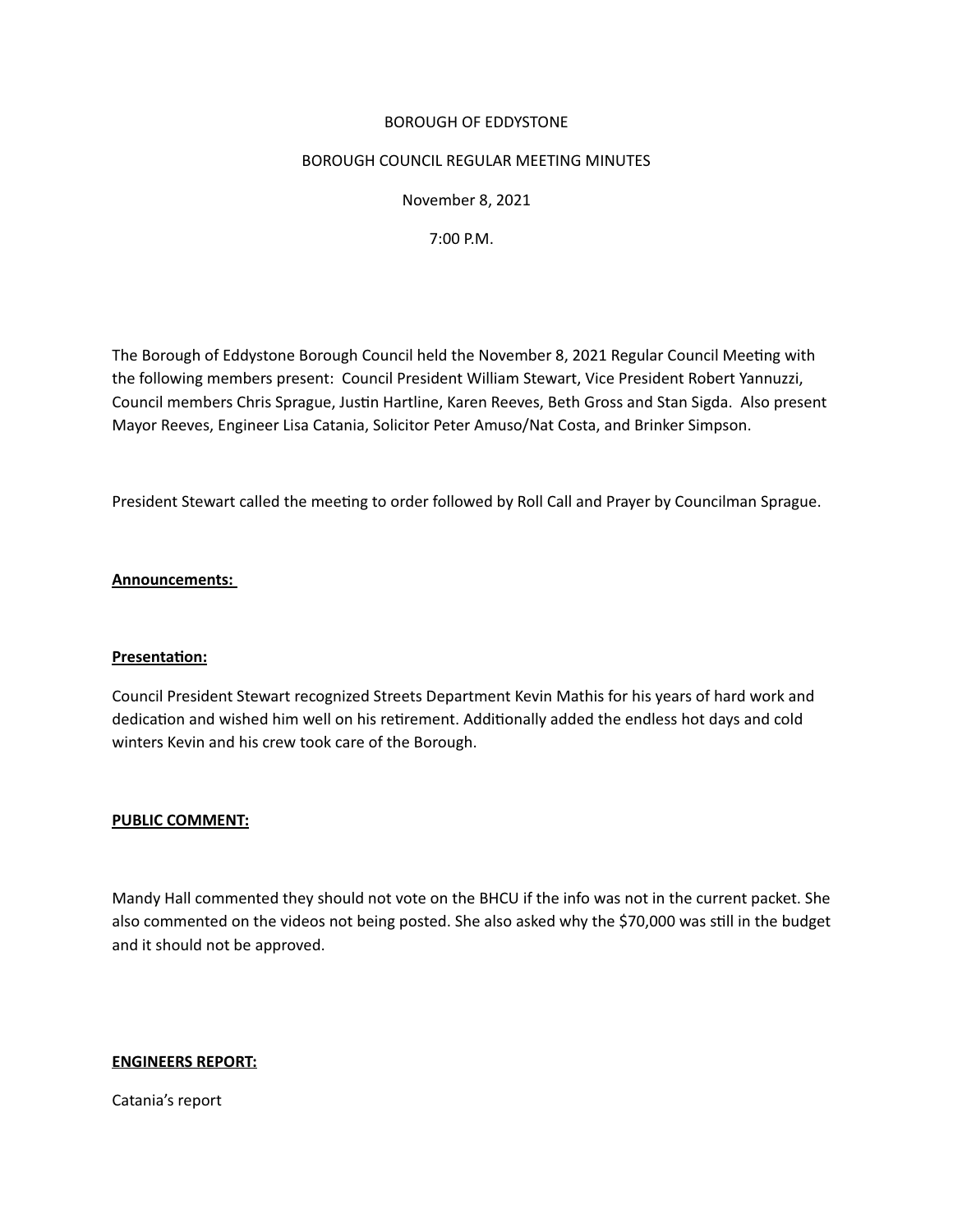BOROUGH OF EDDYSTONE

BOROUGH COUNCIL REGULAR MEETING MINUTES

November 8, 2021

7:00 P.M.

The Borough of Eddystone Borough Council held the November 8, 2021 Regular Council Meeting with the following members present: Council President William Stewart, Vice President Robert Yannuzzi, Council members Chris Sprague, Justin Hartline, Karen Reeves, Beth Gross and Stan Sigda. Also present Mayor Reeves, Engineer Lisa Catania, Solicitor Peter Amuso/Nat Costa, and Brinker Simpson.

President Stewart called the meeting to order followed by Roll Call and Prayer by Councilman Sprague.

**Announcements:**

**Presentation:**

Council President Stewart recognized Streets Department Kevin Mathis for his years of hard work and dedication and wished him well on his retirement. Additionally added the endless hot days and cold winters Kevin and his crew took care of the Borough.

**PUBLIC COMMENT:**

Mandy Hall commented they should not vote on the BHCU if the info was not in the current packet. She also commented on the videos not being posted. She also asked why the $70,000 was still in the budget and it should not be approved.

**ENGINEERS REPORT:**

Catania's report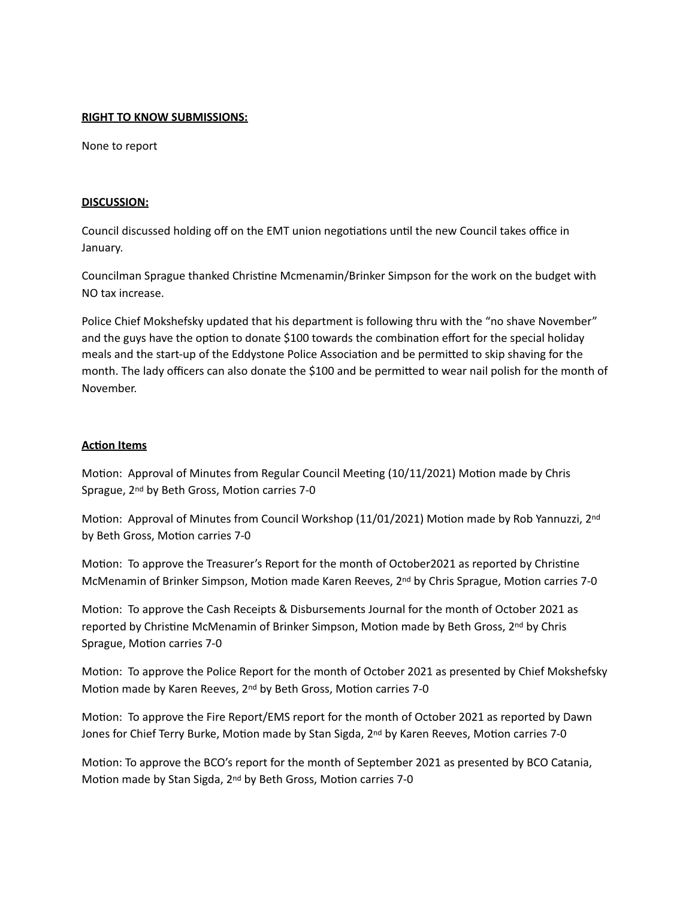**RIGHT TO KNOW SUBMISSIONS:**

None to report

**DISCUSSION:**

Council discussed holding off on the EMT union negotiations until the new Council takes office in January.

Councilman Sprague thanked Christine Mcmenamin/Brinker Simpson for the work on the budget with NO tax increase.

Police Chief Mokshefsky updated that his department is following thru with the "no shave November" and the guys have the option to donate $100 towards the combination effort for the special holiday meals and the start-up of the Eddystone Police Association and be permitted to skip shaving for the month. The lady officers can also donate the $100 and be permitted to wear nail polish for the month of November.

**Action Items**

Motion: Approval of Minutes from Regular Council Meeting (10/11/2021) Motion made by Chris Sprague, 2nd by Beth Gross, Motion carries 7-0

Motion: Approval of Minutes from Council Workshop (11/01/2021) Motion made by Rob Yannuzzi, 2nd by Beth Gross, Motion carries 7-0

Motion: To approve the Treasurer's Report for the month of October2021 as reported by Christine McMenamin of Brinker Simpson, Motion made Karen Reeves, 2nd by Chris Sprague, Motion carries 7-0

Motion: To approve the Cash Receipts & Disbursements Journal for the month of October 2021 as reported by Christine McMenamin of Brinker Simpson, Motion made by Beth Gross, 2nd by Chris Sprague, Motion carries 7-0

Motion: To approve the Police Report for the month of October 2021 as presented by Chief Mokshefsky Motion made by Karen Reeves, 2nd by Beth Gross, Motion carries 7-0

Motion: To approve the Fire Report/EMS report for the month of October 2021 as reported by Dawn Jones for Chief Terry Burke, Motion made by Stan Sigda, 2nd by Karen Reeves, Motion carries 7-0

Motion: To approve the BCO's report for the month of September 2021 as presented by BCO Catania, Motion made by Stan Sigda, 2nd by Beth Gross, Motion carries 7-0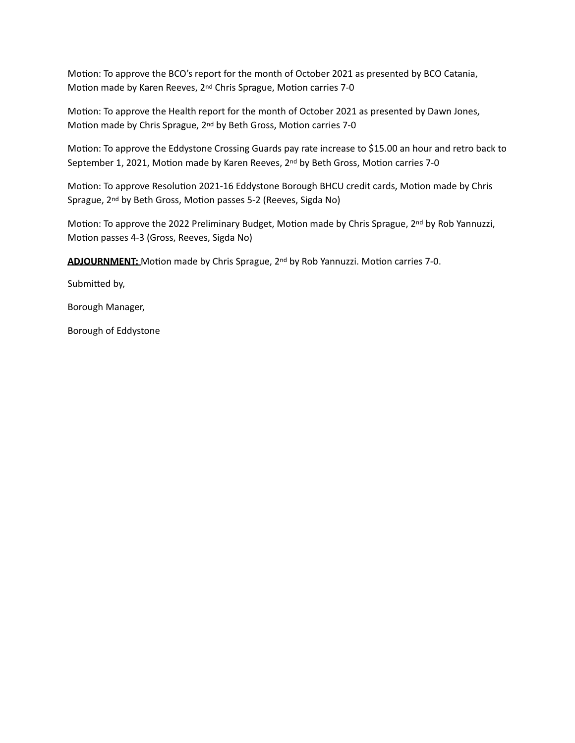Motion: To approve the BCO's report for the month of October 2021 as presented by BCO Catania, Motion made by Karen Reeves, 2nd Chris Sprague, Motion carries 7-0

Motion: To approve the Health report for the month of October 2021 as presented by Dawn Jones, Motion made by Chris Sprague, 2nd by Beth Gross, Motion carries 7-0

Motion: To approve the Eddystone Crossing Guards pay rate increase to $15.00 an hour and retro back to September 1, 2021, Motion made by Karen Reeves, 2nd by Beth Gross, Motion carries 7-0

Motion: To approve Resolution 2021-16 Eddystone Borough BHCU credit cards, Motion made by Chris Sprague, 2nd by Beth Gross, Motion passes 5-2 (Reeves, Sigda No)

Motion: To approve the 2022 Preliminary Budget, Motion made by Chris Sprague, 2nd by Rob Yannuzzi, Motion passes 4-3 (Gross, Reeves, Sigda No)

**ADJOURNMENT:** Motion made by Chris Sprague, 2nd by Rob Yannuzzi. Motion carries 7-0.

Submitted by,

Borough Manager,

Borough of Eddystone